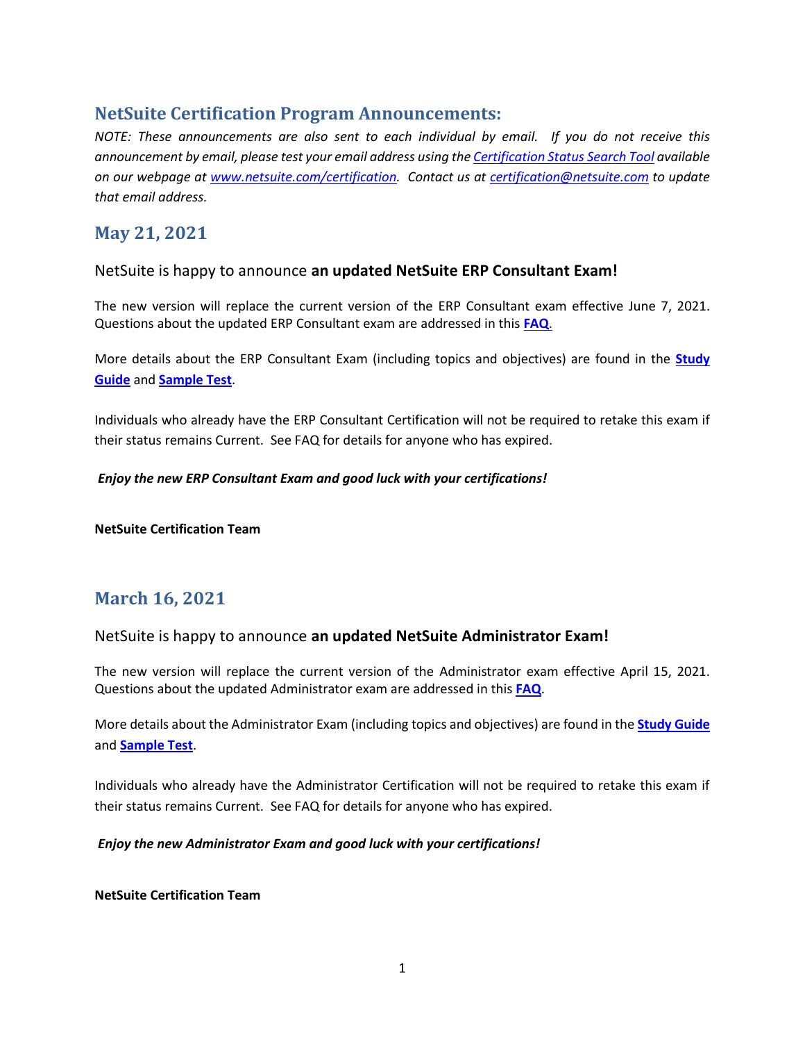# NetSuite Certification Program Announcements:

*NOTE: These announcements are also sent to each individual by email. If you do not receive this announcement by email, please test your email address using the Certification Status Search Tool available on our webpage at www.netsuite.com/certification. Contact us at certification@netsuite.com to update that email address.*

## May 21, 2021

NetSuite is happy to announce **an updated NetSuite ERP Consultant Exam!**

The new version will replace the current version of the ERP Consultant exam effective June 7, 2021. Questions about the updated ERP Consultant exam are addressed in this **FAQ**.

More details about the ERP Consultant Exam (including topics and objectives) are found in the **Study Guide** and **Sample Test**.

Individuals who already have the ERP Consultant Certification will not be required to retake this exam if their status remains Current. See FAQ for details for anyone who has expired.

***Enjoy the new ERP Consultant Exam and good luck with your certifications!***

**NetSuite Certification Team**

## March 16, 2021

NetSuite is happy to announce **an updated NetSuite Administrator Exam!**

The new version will replace the current version of the Administrator exam effective April 15, 2021. Questions about the updated Administrator exam are addressed in this **FAQ**.

More details about the Administrator Exam (including topics and objectives) are found in the **Study Guide** and **Sample Test**.

Individuals who already have the Administrator Certification will not be required to retake this exam if their status remains Current. See FAQ for details for anyone who has expired.

***Enjoy the new Administrator Exam and good luck with your certifications!***

**NetSuite Certification Team**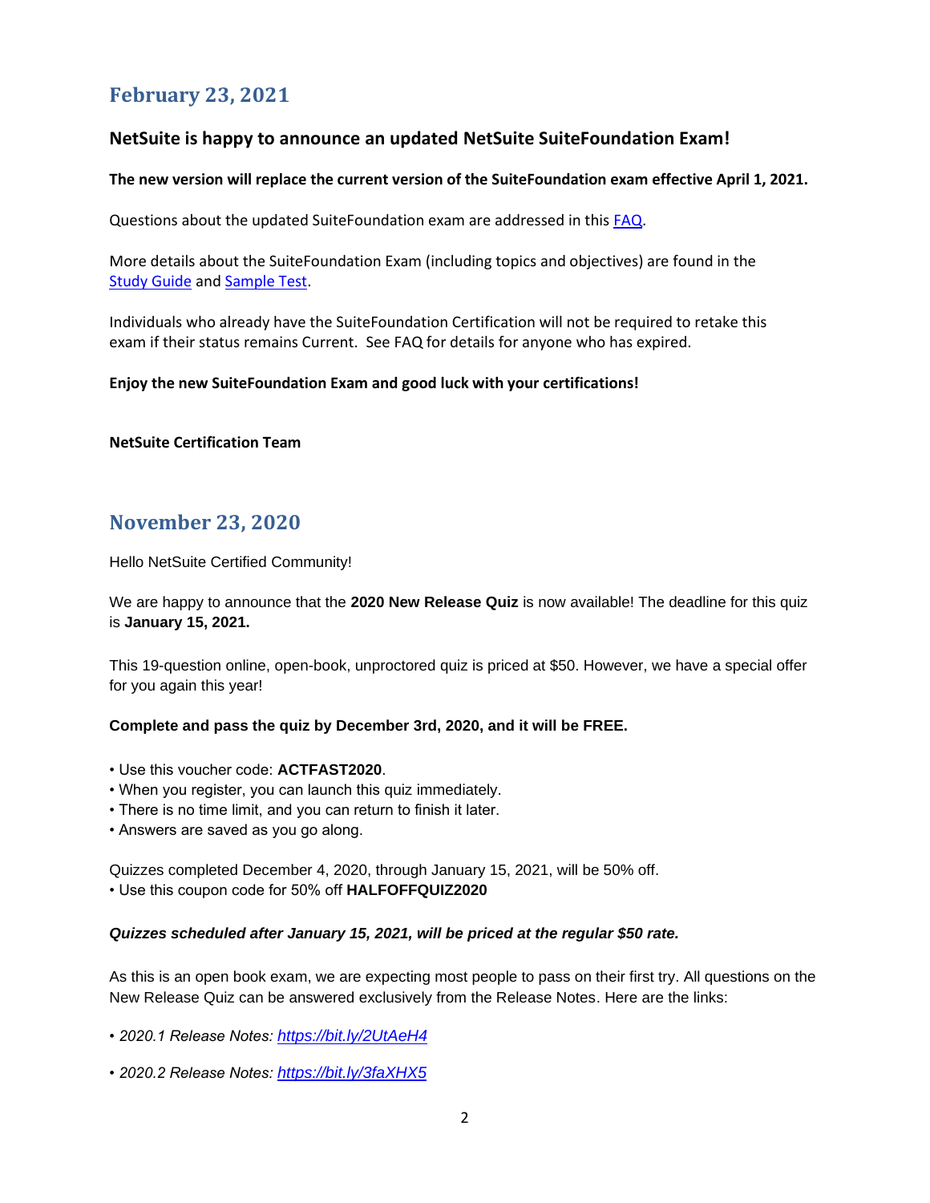## February 23, 2021

### NetSuite is happy to announce an updated NetSuite SuiteFoundation Exam!

**The new version will replace the current version of the SuiteFoundation exam effective April 1, 2021.**

Questions about the updated SuiteFoundation exam are addressed in this FAQ.

More details about the SuiteFoundation Exam (including topics and objectives) are found in the Study Guide and Sample Test.

Individuals who already have the SuiteFoundation Certification will not be required to retake this exam if their status remains Current. See FAQ for details for anyone who has expired.

**Enjoy the new SuiteFoundation Exam and good luck with your certifications!**

**NetSuite Certification Team**

## November 23, 2020

Hello NetSuite Certified Community!

We are happy to announce that the **2020 New Release Quiz** is now available! The deadline for this quiz is **January 15, 2021.**

This 19-question online, open-book, unproctored quiz is priced at $50. However, we have a special offer for you again this year!

**Complete and pass the quiz by December 3rd, 2020, and it will be FREE.**

- Use this voucher code: **ACTFAST2020**.
- When you register, you can launch this quiz immediately.
- There is no time limit, and you can return to finish it later.
- Answers are saved as you go along.

Quizzes completed December 4, 2020, through January 15, 2021, will be 50% off.
- Use this coupon code for 50% off **HALFOFFQUIZ2020**

***Quizzes scheduled after January 15, 2021, will be priced at the regular $50 rate.***

As this is an open book exam, we are expecting most people to pass on their first try. All questions on the New Release Quiz can be answered exclusively from the Release Notes. Here are the links:

- *2020.1 Release Notes: https://bit.ly/2UtAeH4*
- *2020.2 Release Notes: https://bit.ly/3faXHX5*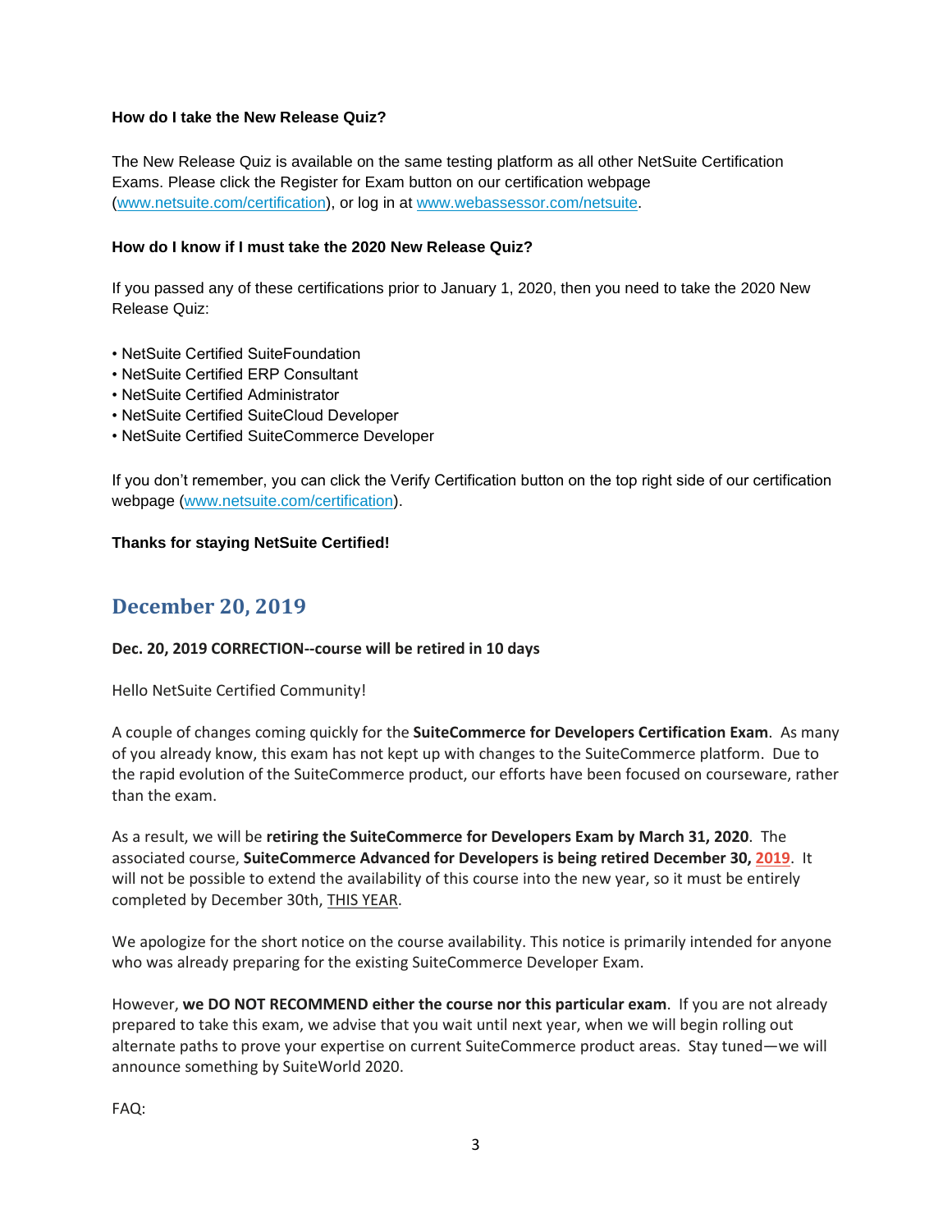**How do I take the New Release Quiz?**

The New Release Quiz is available on the same testing platform as all other NetSuite Certification Exams. Please click the Register for Exam button on our certification webpage (www.netsuite.com/certification), or log in at www.webassessor.com/netsuite.

**How do I know if I must take the 2020 New Release Quiz?**

If you passed any of these certifications prior to January 1, 2020, then you need to take the 2020 New Release Quiz:

- NetSuite Certified SuiteFoundation
- NetSuite Certified ERP Consultant
- NetSuite Certified Administrator
- NetSuite Certified SuiteCloud Developer
- NetSuite Certified SuiteCommerce Developer

If you don't remember, you can click the Verify Certification button on the top right side of our certification webpage (www.netsuite.com/certification).

**Thanks for staying NetSuite Certified!**

## December 20, 2019

**Dec. 20, 2019 CORRECTION--course will be retired in 10 days**

Hello NetSuite Certified Community!

A couple of changes coming quickly for the **SuiteCommerce for Developers Certification Exam**. As many of you already know, this exam has not kept up with changes to the SuiteCommerce platform. Due to the rapid evolution of the SuiteCommerce product, our efforts have been focused on courseware, rather than the exam.

As a result, we will be **retiring the SuiteCommerce for Developers Exam by March 31, 2020**. The associated course, **SuiteCommerce Advanced for Developers is being retired December 30, 2019**. It will not be possible to extend the availability of this course into the new year, so it must be entirely completed by December 30th, THIS YEAR.

We apologize for the short notice on the course availability. This notice is primarily intended for anyone who was already preparing for the existing SuiteCommerce Developer Exam.

However, **we DO NOT RECOMMEND either the course nor this particular exam**. If you are not already prepared to take this exam, we advise that you wait until next year, when we will begin rolling out alternate paths to prove your expertise on current SuiteCommerce product areas. Stay tuned—we will announce something by SuiteWorld 2020.

FAQ: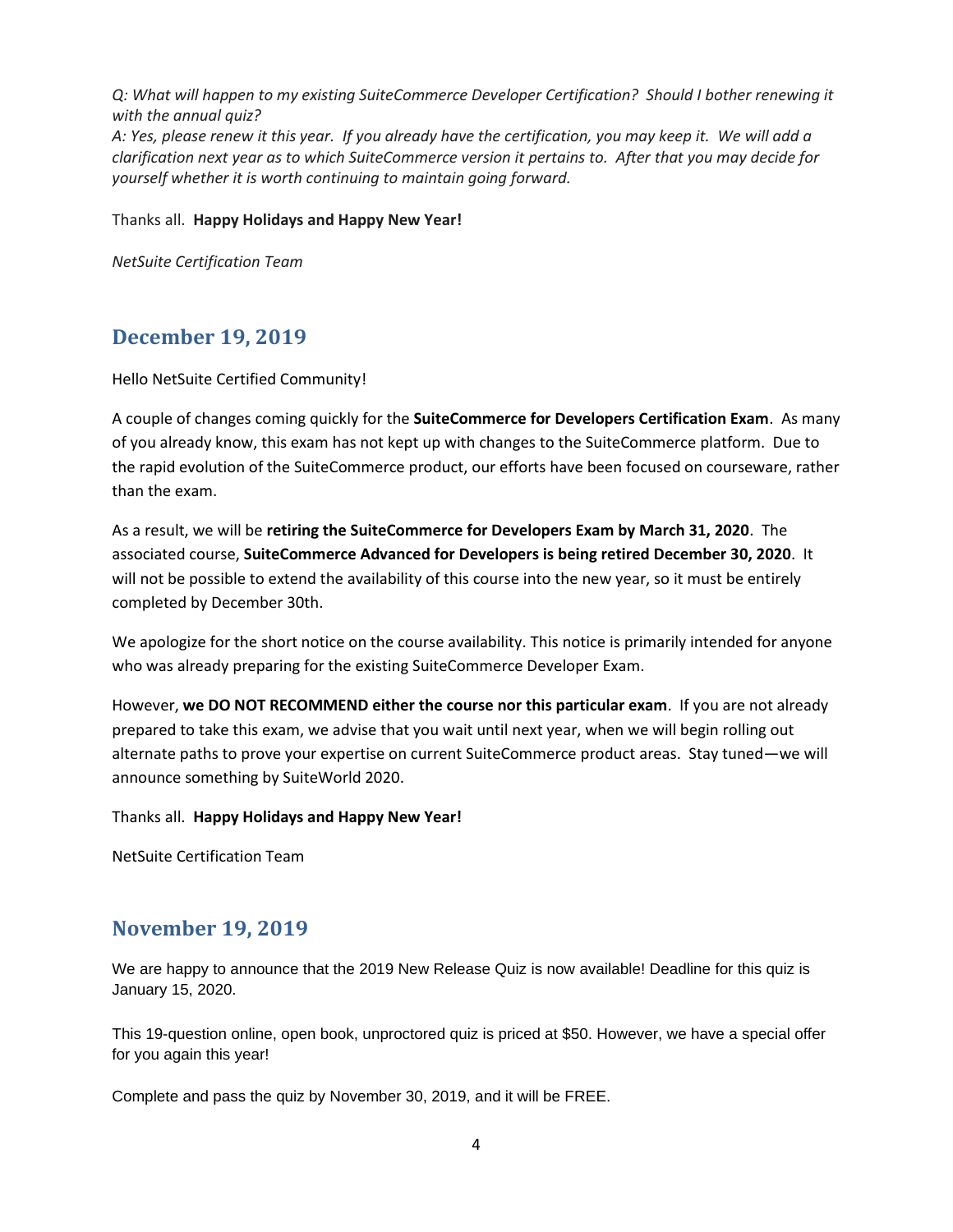*Q: What will happen to my existing SuiteCommerce Developer Certification? Should I bother renewing it with the annual quiz?*
*A: Yes, please renew it this year. If you already have the certification, you may keep it. We will add a clarification next year as to which SuiteCommerce version it pertains to. After that you may decide for yourself whether it is worth continuing to maintain going forward.*

Thanks all. **Happy Holidays and Happy New Year!**

*NetSuite Certification Team*

## December 19, 2019

Hello NetSuite Certified Community!

A couple of changes coming quickly for the **SuiteCommerce for Developers Certification Exam**. As many of you already know, this exam has not kept up with changes to the SuiteCommerce platform. Due to the rapid evolution of the SuiteCommerce product, our efforts have been focused on courseware, rather than the exam.

As a result, we will be **retiring the SuiteCommerce for Developers Exam by March 31, 2020**. The associated course, **SuiteCommerce Advanced for Developers is being retired December 30, 2020**. It will not be possible to extend the availability of this course into the new year, so it must be entirely completed by December 30th.

We apologize for the short notice on the course availability. This notice is primarily intended for anyone who was already preparing for the existing SuiteCommerce Developer Exam.

However, **we DO NOT RECOMMEND either the course nor this particular exam**. If you are not already prepared to take this exam, we advise that you wait until next year, when we will begin rolling out alternate paths to prove your expertise on current SuiteCommerce product areas. Stay tuned—we will announce something by SuiteWorld 2020.

Thanks all. **Happy Holidays and Happy New Year!**

NetSuite Certification Team

## November 19, 2019

We are happy to announce that the 2019 New Release Quiz is now available! Deadline for this quiz is January 15, 2020.

This 19-question online, open book, unproctored quiz is priced at $50. However, we have a special offer for you again this year!

Complete and pass the quiz by November 30, 2019, and it will be FREE.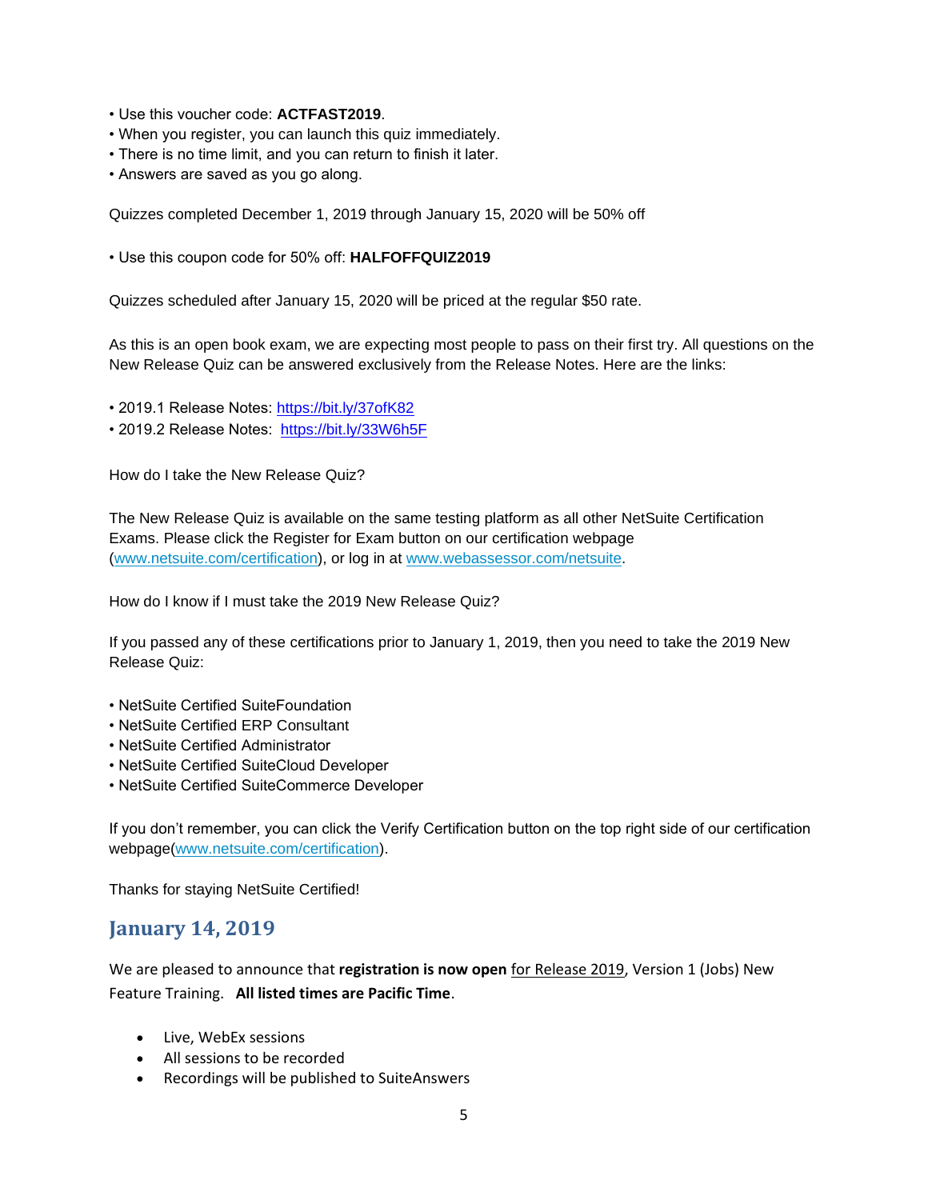- Use this voucher code: **ACTFAST2019**.
- When you register, you can launch this quiz immediately.
- There is no time limit, and you can return to finish it later.
- Answers are saved as you go along.

Quizzes completed December 1, 2019 through January 15, 2020 will be 50% off

- Use this coupon code for 50% off: **HALFOFFQUIZ2019**

Quizzes scheduled after January 15, 2020 will be priced at the regular $50 rate.

As this is an open book exam, we are expecting most people to pass on their first try. All questions on the New Release Quiz can be answered exclusively from the Release Notes. Here are the links:

- 2019.1 Release Notes: https://bit.ly/37ofK82
- 2019.2 Release Notes: https://bit.ly/33W6h5F

How do I take the New Release Quiz?

The New Release Quiz is available on the same testing platform as all other NetSuite Certification Exams. Please click the Register for Exam button on our certification webpage (www.netsuite.com/certification), or log in at www.webassessor.com/netsuite.

How do I know if I must take the 2019 New Release Quiz?

If you passed any of these certifications prior to January 1, 2019, then you need to take the 2019 New Release Quiz:

- NetSuite Certified SuiteFoundation
- NetSuite Certified ERP Consultant
- NetSuite Certified Administrator
- NetSuite Certified SuiteCloud Developer
- NetSuite Certified SuiteCommerce Developer

If you don't remember, you can click the Verify Certification button on the top right side of our certification webpage(www.netsuite.com/certification).

Thanks for staying NetSuite Certified!

## January 14, 2019

We are pleased to announce that **registration is now open** for Release 2019, Version 1 (Jobs) New Feature Training. **All listed times are Pacific Time**.

- Live, WebEx sessions
- All sessions to be recorded
- Recordings will be published to SuiteAnswers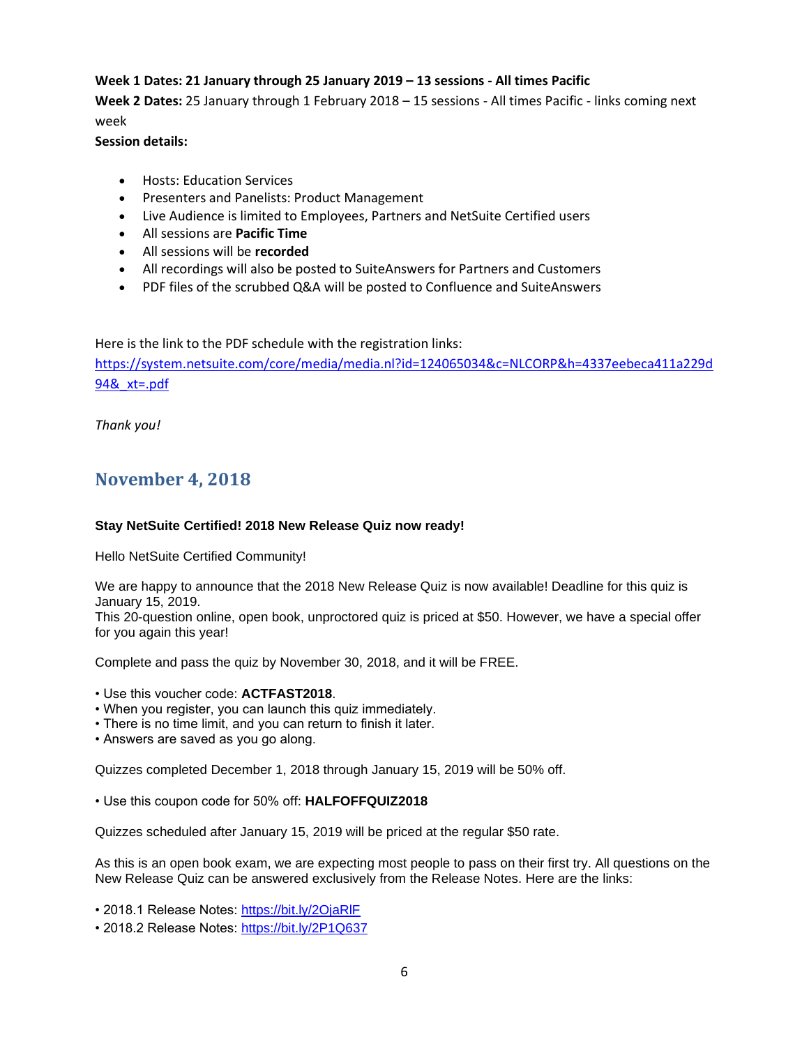**Week 1 Dates: 21 January through 25 January 2019 – 13 sessions - All times Pacific**
**Week 2 Dates:** 25 January through 1 February 2018 – 15 sessions - All times Pacific - links coming next week
**Session details:**

- Hosts: Education Services
- Presenters and Panelists: Product Management
- Live Audience is limited to Employees, Partners and NetSuite Certified users
- All sessions are **Pacific Time**
- All sessions will be **recorded**
- All recordings will also be posted to SuiteAnswers for Partners and Customers
- PDF files of the scrubbed Q&A will be posted to Confluence and SuiteAnswers

Here is the link to the PDF schedule with the registration links:
https://system.netsuite.com/core/media/media.nl?id=124065034&c=NLCORP&h=4337eebeca411a229d94&_xt=.pdf

*Thank you!*

## November 4, 2018

**Stay NetSuite Certified! 2018 New Release Quiz now ready!**

Hello NetSuite Certified Community!

We are happy to announce that the 2018 New Release Quiz is now available! Deadline for this quiz is January 15, 2019.
This 20-question online, open book, unproctored quiz is priced at $50. However, we have a special offer for you again this year!

Complete and pass the quiz by November 30, 2018, and it will be FREE.

• Use this voucher code: **ACTFAST2018**.
• When you register, you can launch this quiz immediately.
• There is no time limit, and you can return to finish it later.
• Answers are saved as you go along.

Quizzes completed December 1, 2018 through January 15, 2019 will be 50% off.

• Use this coupon code for 50% off: **HALFOFFQUIZ2018**

Quizzes scheduled after January 15, 2019 will be priced at the regular $50 rate.

As this is an open book exam, we are expecting most people to pass on their first try. All questions on the New Release Quiz can be answered exclusively from the Release Notes. Here are the links:

• 2018.1 Release Notes: https://bit.ly/2OjaRlF
• 2018.2 Release Notes: https://bit.ly/2P1Q637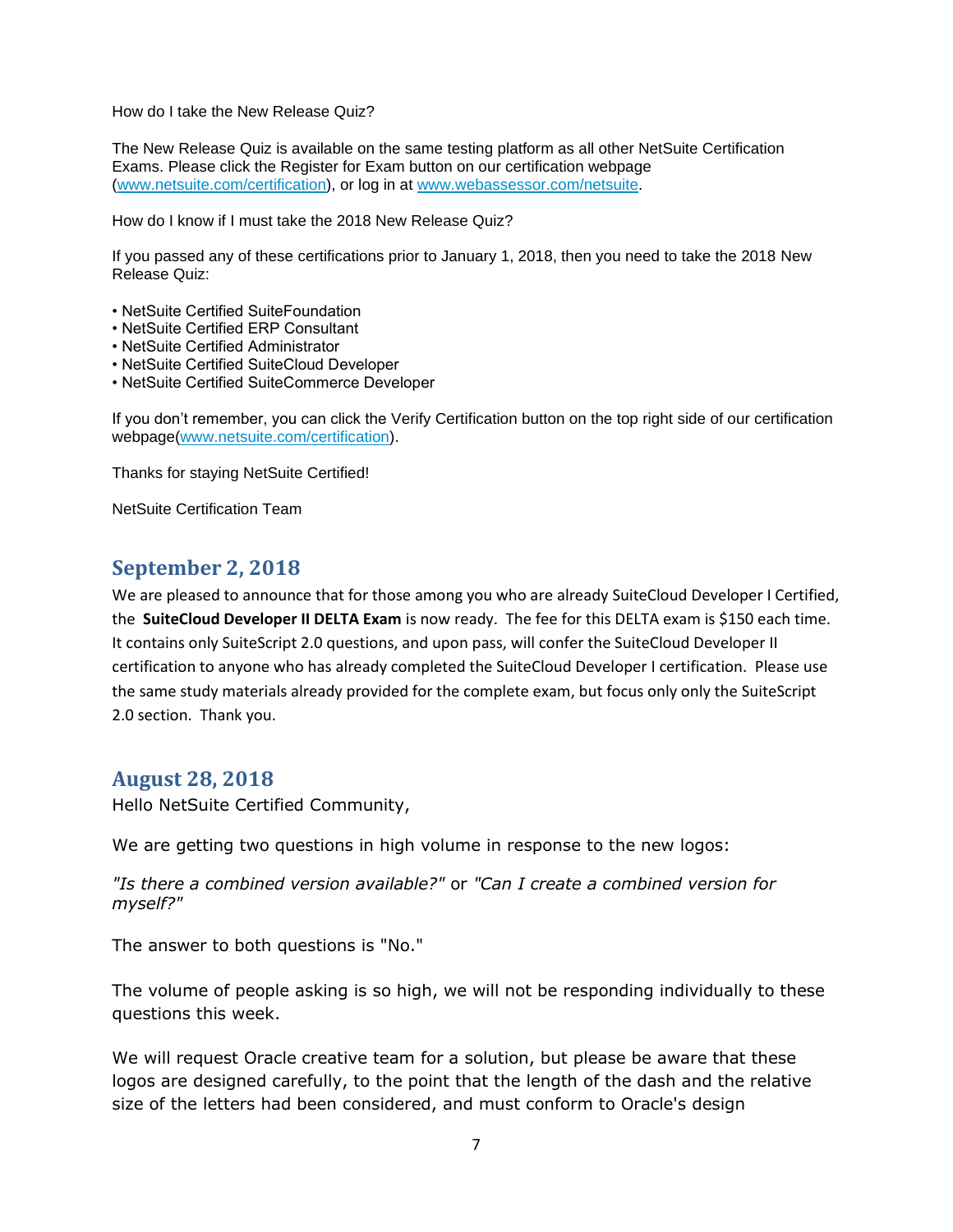How do I take the New Release Quiz?

The New Release Quiz is available on the same testing platform as all other NetSuite Certification Exams. Please click the Register for Exam button on our certification webpage ([www.netsuite.com/certification](www.netsuite.com/certification)), or log in at [www.webassessor.com/netsuite](www.webassessor.com/netsuite).

How do I know if I must take the 2018 New Release Quiz?

If you passed any of these certifications prior to January 1, 2018, then you need to take the 2018 New Release Quiz:

- NetSuite Certified SuiteFoundation
- NetSuite Certified ERP Consultant
- NetSuite Certified Administrator
- NetSuite Certified SuiteCloud Developer
- NetSuite Certified SuiteCommerce Developer

If you don't remember, you can click the Verify Certification button on the top right side of our certification webpage([www.netsuite.com/certification](www.netsuite.com/certification)).

Thanks for staying NetSuite Certified!

NetSuite Certification Team

## September 2, 2018

We are pleased to announce that for those among you who are already SuiteCloud Developer I Certified, the **SuiteCloud Developer II DELTA Exam** is now ready. The fee for this DELTA exam is $150 each time. It contains only SuiteScript 2.0 questions, and upon pass, will confer the SuiteCloud Developer II certification to anyone who has already completed the SuiteCloud Developer I certification. Please use the same study materials already provided for the complete exam, but focus only only the SuiteScript 2.0 section. Thank you.

## August 28, 2018

Hello NetSuite Certified Community,

We are getting two questions in high volume in response to the new logos:

*"Is there a combined version available?"* or *"Can I create a combined version for myself?"*

The answer to both questions is "No."

The volume of people asking is so high, we will not be responding individually to these questions this week.

We will request Oracle creative team for a solution, but please be aware that these logos are designed carefully, to the point that the length of the dash and the relative size of the letters had been considered, and must conform to Oracle's design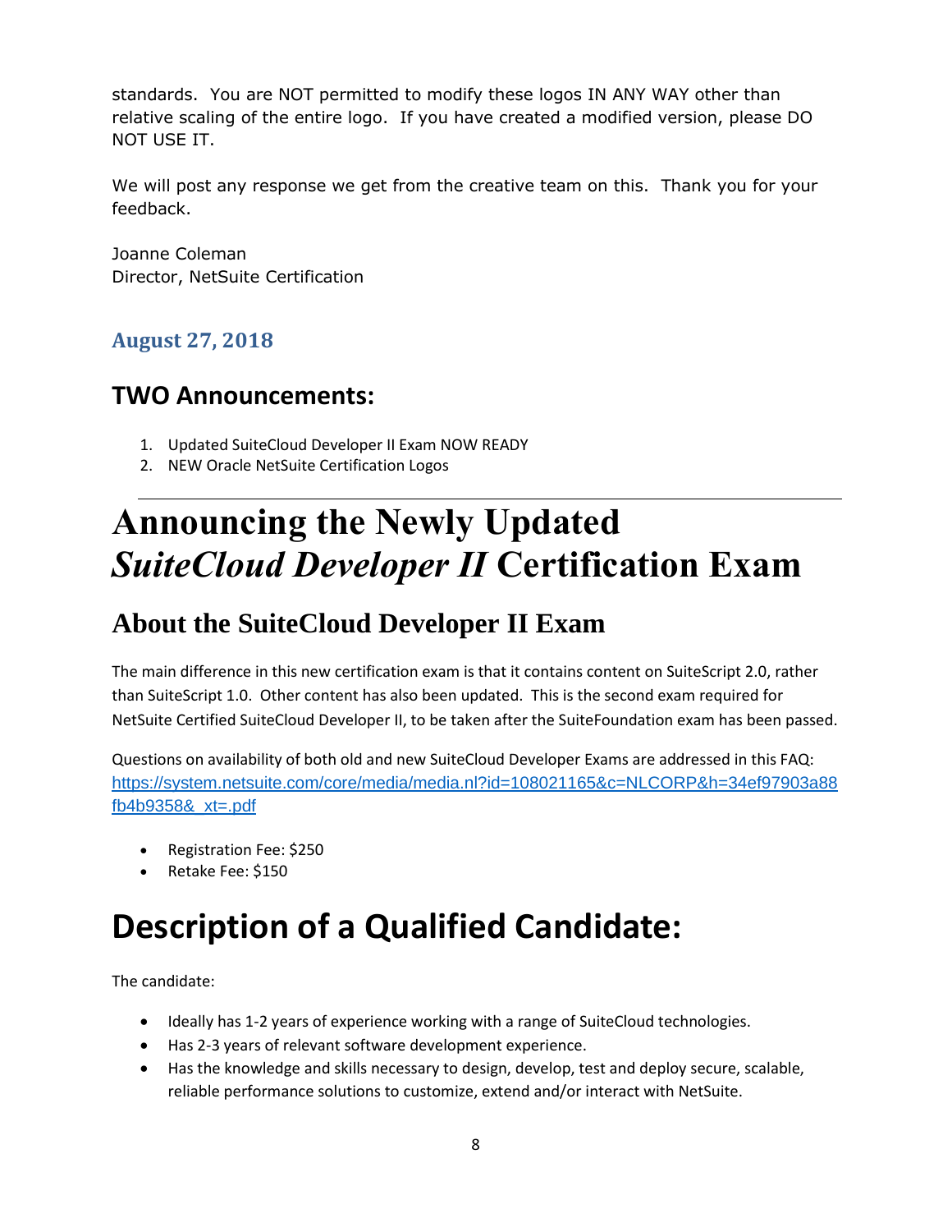standards. You are NOT permitted to modify these logos IN ANY WAY other than relative scaling of the entire logo. If you have created a modified version, please DO NOT USE IT.

We will post any response we get from the creative team on this. Thank you for your feedback.

Joanne Coleman
Director, NetSuite Certification

### August 27, 2018

## TWO Announcements:

1. Updated SuiteCloud Developer II Exam NOW READY
2. NEW Oracle NetSuite Certification Logos

---

# Announcing the Newly Updated *SuiteCloud Developer II* Certification Exam

## About the SuiteCloud Developer II Exam

The main difference in this new certification exam is that it contains content on SuiteScript 2.0, rather than SuiteScript 1.0. Other content has also been updated. This is the second exam required for NetSuite Certified SuiteCloud Developer II, to be taken after the SuiteFoundation exam has been passed.

Questions on availability of both old and new SuiteCloud Developer Exams are addressed in this FAQ: https://system.netsuite.com/core/media/media.nl?id=108021165&c=NLCORP&h=34ef97903a88fb4b9358&_xt=.pdf

- Registration Fee: $250
- Retake Fee: $150

# Description of a Qualified Candidate:

The candidate:

- Ideally has 1-2 years of experience working with a range of SuiteCloud technologies.
- Has 2-3 years of relevant software development experience.
- Has the knowledge and skills necessary to design, develop, test and deploy secure, scalable, reliable performance solutions to customize, extend and/or interact with NetSuite.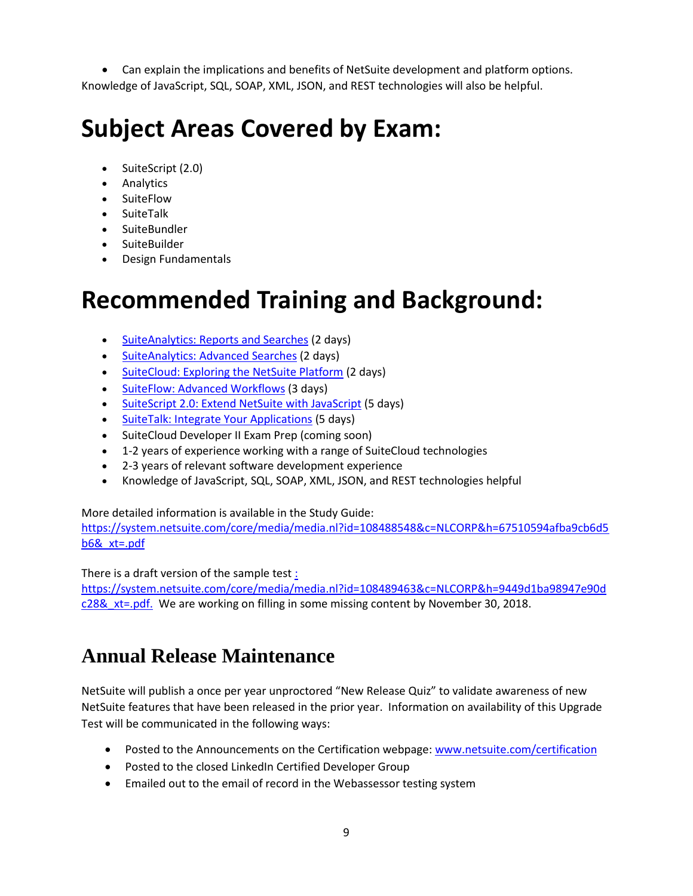- Can explain the implications and benefits of NetSuite development and platform options.

Knowledge of JavaScript, SQL, SOAP, XML, JSON, and REST technologies will also be helpful.

# Subject Areas Covered by Exam:

- SuiteScript (2.0)
- Analytics
- SuiteFlow
- SuiteTalk
- SuiteBundler
- SuiteBuilder
- Design Fundamentals

# Recommended Training and Background:

- SuiteAnalytics: Reports and Searches (2 days)
- SuiteAnalytics: Advanced Searches (2 days)
- SuiteCloud: Exploring the NetSuite Platform (2 days)
- SuiteFlow: Advanced Workflows (3 days)
- SuiteScript 2.0: Extend NetSuite with JavaScript (5 days)
- SuiteTalk: Integrate Your Applications (5 days)
- SuiteCloud Developer II Exam Prep (coming soon)
- 1-2 years of experience working with a range of SuiteCloud technologies
- 2-3 years of relevant software development experience
- Knowledge of JavaScript, SQL, SOAP, XML, JSON, and REST technologies helpful

More detailed information is available in the Study Guide:
https://system.netsuite.com/core/media/media.nl?id=108488548&c=NLCORP&h=67510594afba9cb6d5b6&_xt=.pdf

There is a draft version of the sample test :
https://system.netsuite.com/core/media/media.nl?id=108489463&c=NLCORP&h=9449d1ba98947e90dc28&_xt=.pdf. We are working on filling in some missing content by November 30, 2018.

## Annual Release Maintenance

NetSuite will publish a once per year unproctored "New Release Quiz" to validate awareness of new NetSuite features that have been released in the prior year. Information on availability of this Upgrade Test will be communicated in the following ways:

- Posted to the Announcements on the Certification webpage: www.netsuite.com/certification
- Posted to the closed LinkedIn Certified Developer Group
- Emailed out to the email of record in the Webassessor testing system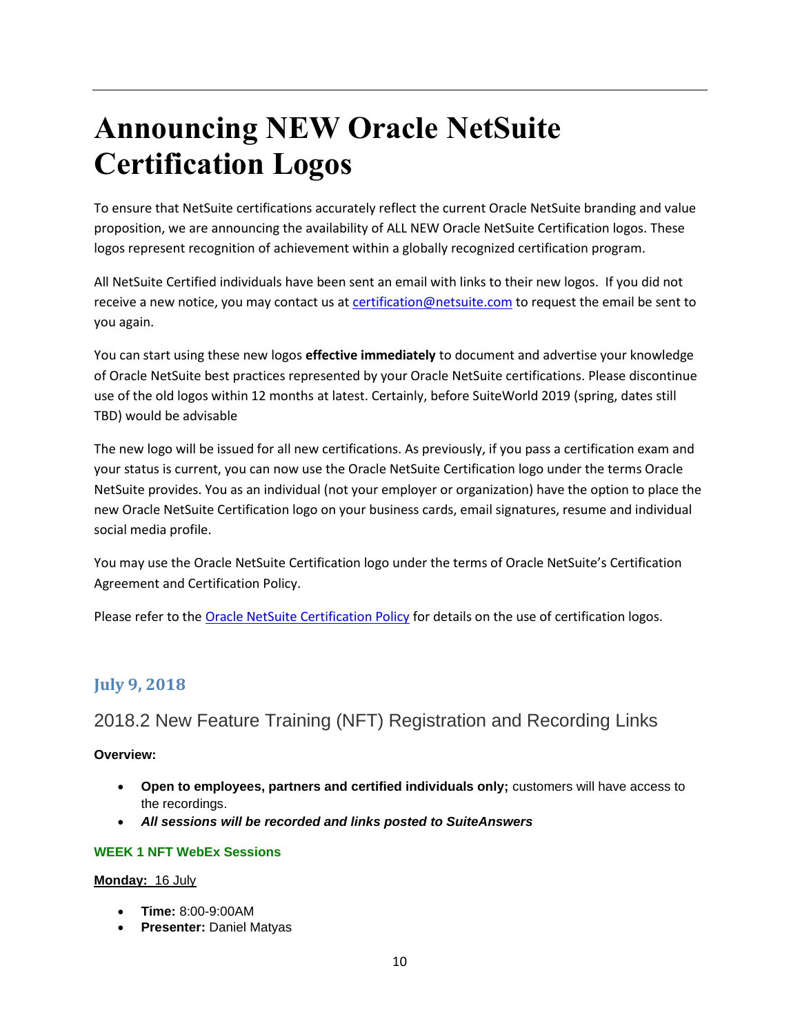# Announcing NEW Oracle NetSuite Certification Logos

To ensure that NetSuite certifications accurately reflect the current Oracle NetSuite branding and value proposition, we are announcing the availability of ALL NEW Oracle NetSuite Certification logos. These logos represent recognition of achievement within a globally recognized certification program.

All NetSuite Certified individuals have been sent an email with links to their new logos. If you did not receive a new notice, you may contact us at [certification@netsuite.com](mailto:certification@netsuite.com) to request the email be sent to you again.

You can start using these new logos **effective immediately** to document and advertise your knowledge of Oracle NetSuite best practices represented by your Oracle NetSuite certifications. Please discontinue use of the old logos within 12 months at latest. Certainly, before SuiteWorld 2019 (spring, dates still TBD) would be advisable

The new logo will be issued for all new certifications. As previously, if you pass a certification exam and your status is current, you can now use the Oracle NetSuite Certification logo under the terms Oracle NetSuite provides. You as an individual (not your employer or organization) have the option to place the new Oracle NetSuite Certification logo on your business cards, email signatures, resume and individual social media profile.

You may use the Oracle NetSuite Certification logo under the terms of Oracle NetSuite's Certification Agreement and Certification Policy.

Please refer to the Oracle NetSuite Certification Policy for details on the use of certification logos.

## July 9, 2018

### 2018.2 New Feature Training (NFT) Registration and Recording Links

**Overview:**

- **Open to employees, partners and certified individuals only;** customers will have access to the recordings.
- ***All sessions will be recorded and links posted to SuiteAnswers***

#### WEEK 1 NFT WebEx Sessions

**Monday:** 16 July

- **Time:** 8:00-9:00AM
- **Presenter:** Daniel Matyas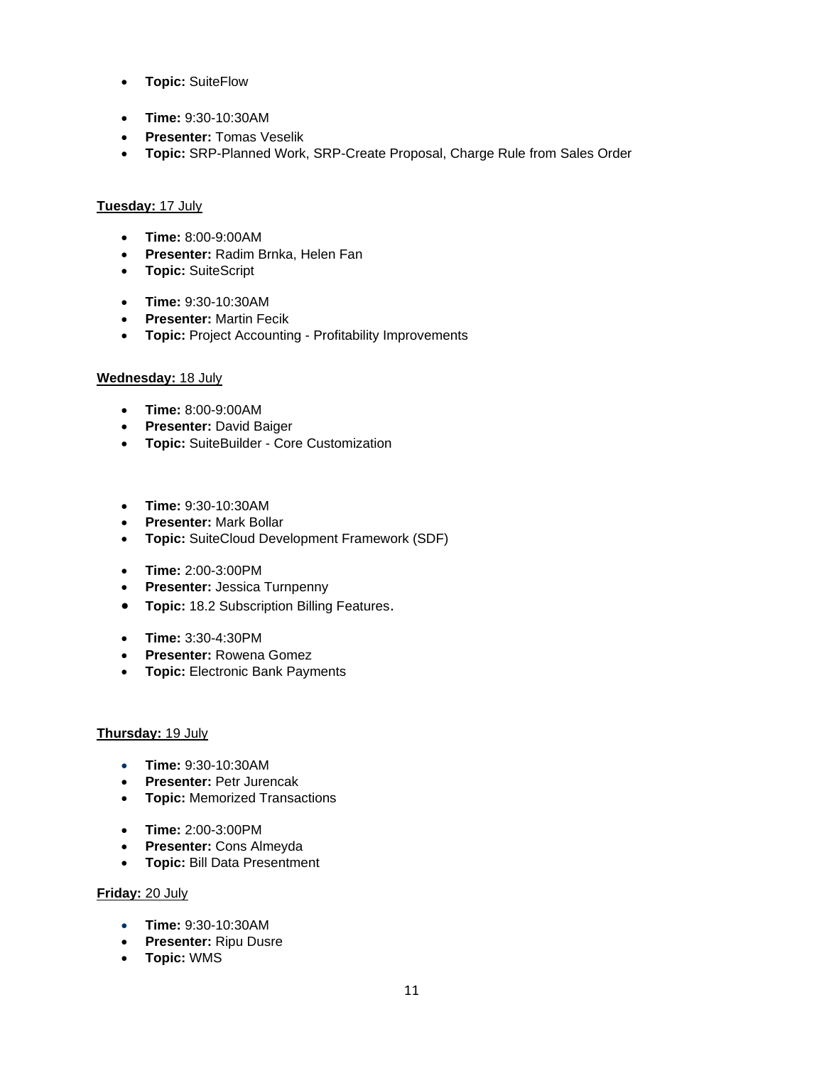- **Topic:** SuiteFlow

- **Time:** 9:30-10:30AM
- **Presenter:** Tomas Veselik
- **Topic:** SRP-Planned Work, SRP-Create Proposal, Charge Rule from Sales Order

**Tuesday:** 17 July

- **Time:** 8:00-9:00AM
- **Presenter:** Radim Brnka, Helen Fan
- **Topic:** SuiteScript

- **Time:** 9:30-10:30AM
- **Presenter:** Martin Fecik
- **Topic:** Project Accounting - Profitability Improvements

**Wednesday:** 18 July

- **Time:** 8:00-9:00AM
- **Presenter:** David Baiger
- **Topic:** SuiteBuilder - Core Customization

- **Time:** 9:30-10:30AM
- **Presenter:** Mark Bollar
- **Topic:** SuiteCloud Development Framework (SDF)

- **Time:** 2:00-3:00PM
- **Presenter:** Jessica Turnpenny
- **Topic:** 18.2 Subscription Billing Features.

- **Time:** 3:30-4:30PM
- **Presenter:** Rowena Gomez
- **Topic:** Electronic Bank Payments

**Thursday:** 19 July

- **Time:** 9:30-10:30AM
- **Presenter:** Petr Jurencak
- **Topic:** Memorized Transactions

- **Time:** 2:00-3:00PM
- **Presenter:** Cons Almeyda
- **Topic:** Bill Data Presentment

**Friday:** 20 July

- **Time:** 9:30-10:30AM
- **Presenter:** Ripu Dusre
- **Topic:** WMS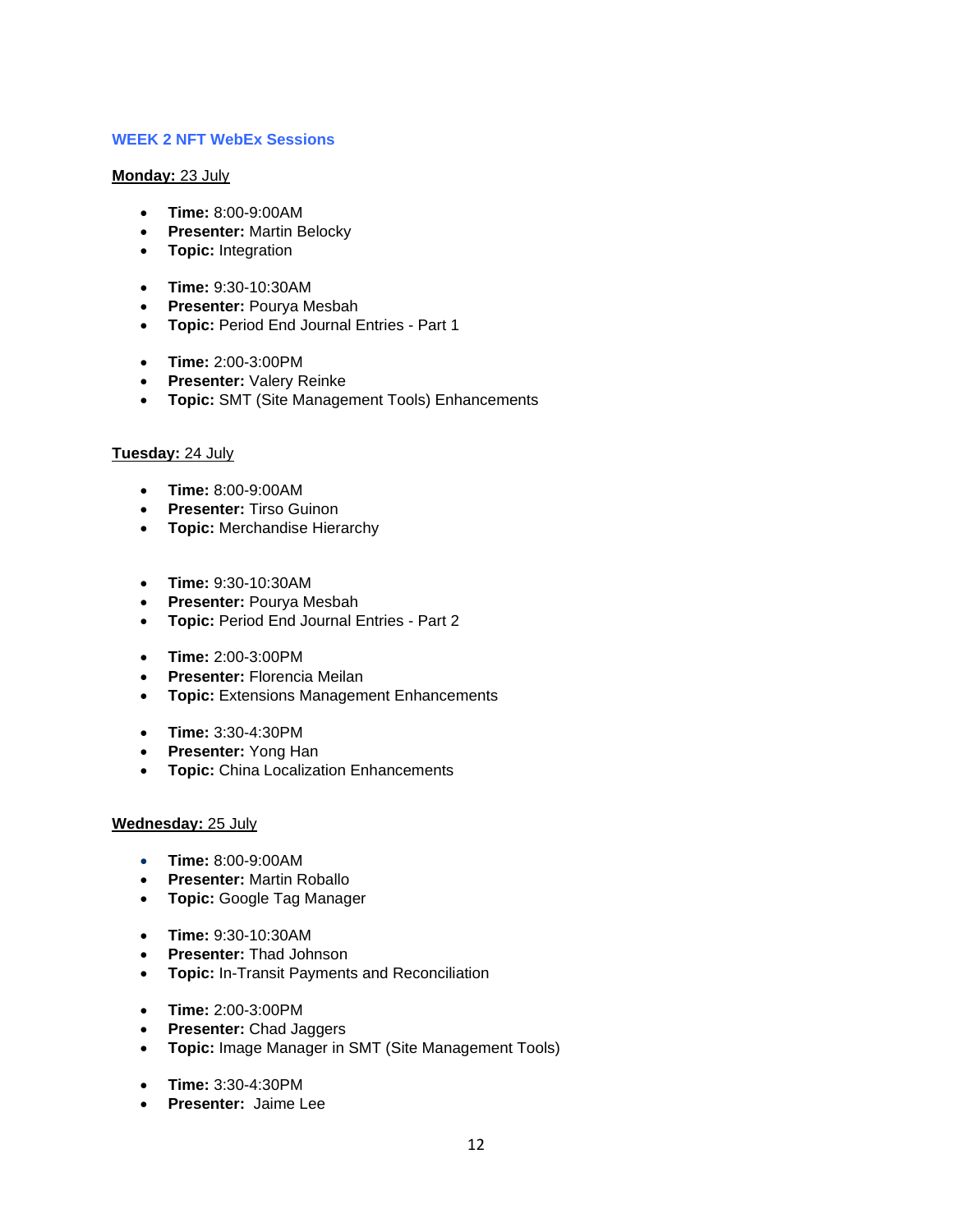### WEEK 2 NFT WebEx Sessions

**Monday:** 23 July

- **Time:** 8:00-9:00AM
- **Presenter:** Martin Belocky
- **Topic:** Integration

- **Time:** 9:30-10:30AM
- **Presenter:** Pourya Mesbah
- **Topic:** Period End Journal Entries - Part 1

- **Time:** 2:00-3:00PM
- **Presenter:** Valery Reinke
- **Topic:** SMT (Site Management Tools) Enhancements

**Tuesday:** 24 July

- **Time:** 8:00-9:00AM
- **Presenter:** Tirso Guinon
- **Topic:** Merchandise Hierarchy

- **Time:** 9:30-10:30AM
- **Presenter:** Pourya Mesbah
- **Topic:** Period End Journal Entries - Part 2

- **Time:** 2:00-3:00PM
- **Presenter:** Florencia Meilan
- **Topic:** Extensions Management Enhancements

- **Time:** 3:30-4:30PM
- **Presenter:** Yong Han
- **Topic:** China Localization Enhancements

**Wednesday:** 25 July

- **Time:** 8:00-9:00AM
- **Presenter:** Martin Roballo
- **Topic:** Google Tag Manager

- **Time:** 9:30-10:30AM
- **Presenter:** Thad Johnson
- **Topic:** In-Transit Payments and Reconciliation

- **Time:** 2:00-3:00PM
- **Presenter:** Chad Jaggers
- **Topic:** Image Manager in SMT (Site Management Tools)

- **Time:** 3:30-4:30PM
- **Presenter:** Jaime Lee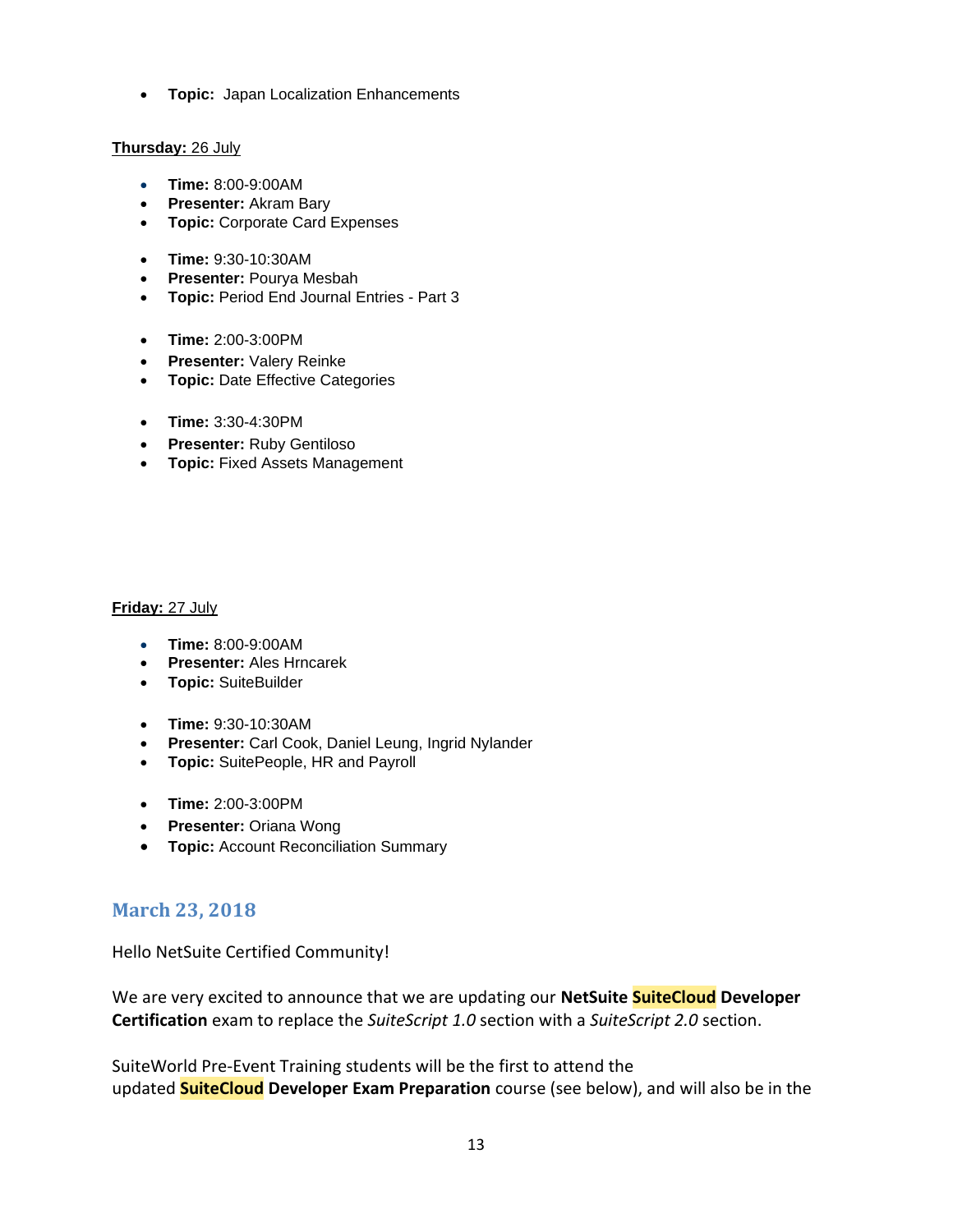- **Topic:** Japan Localization Enhancements

**Thursday:** 26 July

- **Time:** 8:00-9:00AM
- **Presenter:** Akram Bary
- **Topic:** Corporate Card Expenses

- **Time:** 9:30-10:30AM
- **Presenter:** Pourya Mesbah
- **Topic:** Period End Journal Entries - Part 3

- **Time:** 2:00-3:00PM
- **Presenter:** Valery Reinke
- **Topic:** Date Effective Categories

- **Time:** 3:30-4:30PM
- **Presenter:** Ruby Gentiloso
- **Topic:** Fixed Assets Management

**Friday:** 27 July

- **Time:** 8:00-9:00AM
- **Presenter:** Ales Hrncarek
- **Topic:** SuiteBuilder

- **Time:** 9:30-10:30AM
- **Presenter:** Carl Cook, Daniel Leung, Ingrid Nylander
- **Topic:** SuitePeople, HR and Payroll

- **Time:** 2:00-3:00PM
- **Presenter:** Oriana Wong
- **Topic:** Account Reconciliation Summary

## March 23, 2018

Hello NetSuite Certified Community!

We are very excited to announce that we are updating our **NetSuite SuiteCloud Developer Certification** exam to replace the *SuiteScript 1.0* section with a *SuiteScript 2.0* section.

SuiteWorld Pre-Event Training students will be the first to attend the updated **SuiteCloud Developer Exam Preparation** course (see below), and will also be in the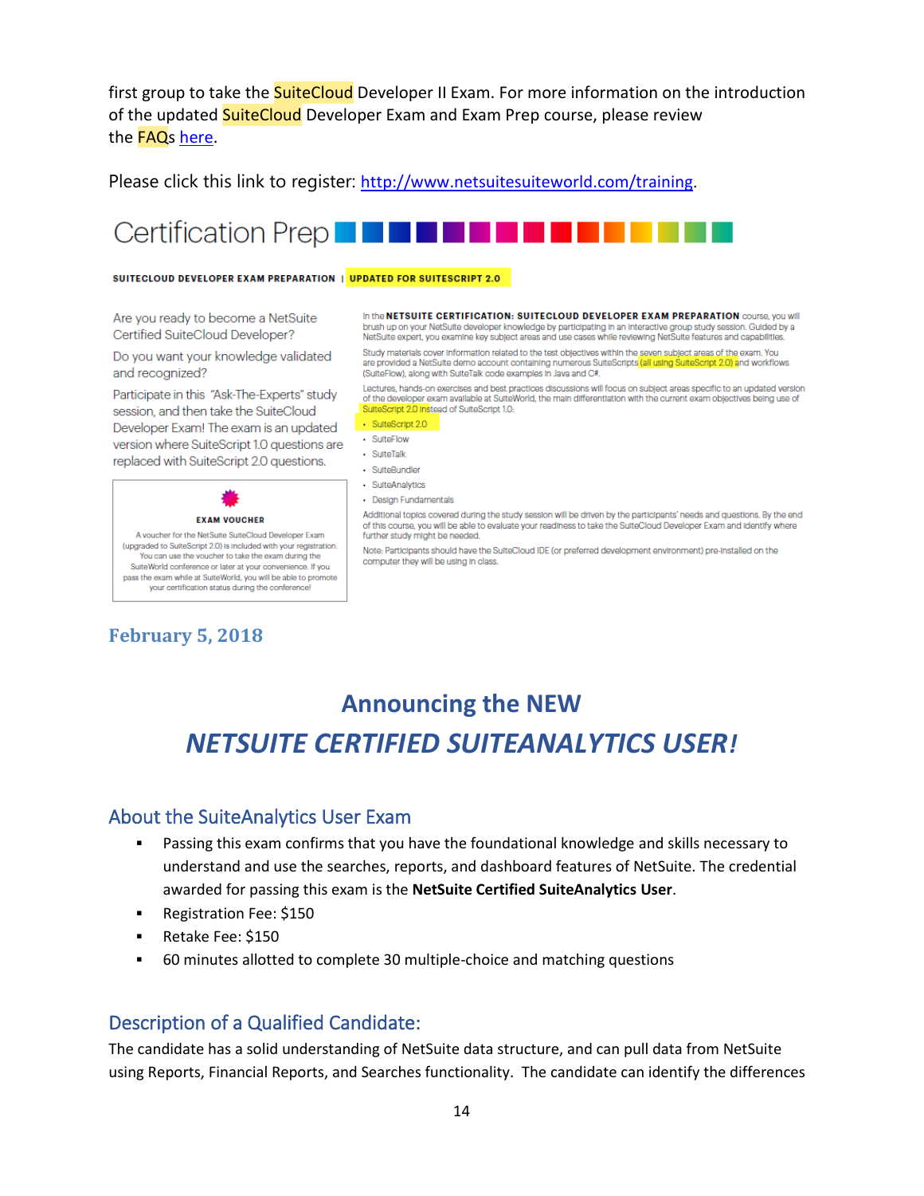first group to take the SuiteCloud Developer II Exam. For more information on the introduction of the updated SuiteCloud Developer Exam and Exam Prep course, please review the FAQs here.

Please click this link to register: http://www.netsuitesuiteworld.com/training.

# Certification Prep

**SUITECLOUD DEVELOPER EXAM PREPARATION | UPDATED FOR SUITESCRIPT 2.0**

Are you ready to become a NetSuite Certified SuiteCloud Developer?

Do you want your knowledge validated and recognized?

Participate in this "Ask-The-Experts" study session, and then take the SuiteCloud Developer Exam! The exam is an updated version where SuiteScript 1.0 questions are replaced with SuiteScript 2.0 questions.

**EXAM VOUCHER**

A voucher for the NetSuite SuiteCloud Developer Exam (upgraded to SuiteScript 2.0) is included with your registration. You can use the voucher to take the exam during the SuiteWorld conference or later at your convenience. If you pass the exam while at SuiteWorld, you will be able to promote your certification status during the conference!

In the **NETSUITE CERTIFICATION: SUITECLOUD DEVELOPER EXAM PREPARATION** course, you will brush up on your NetSuite developer knowledge by participating in an interactive group study session. Guided by a NetSuite expert, you examine key subject areas and use cases while reviewing NetSuite features and capabilities.

Study materials cover information related to the test objectives within the seven subject areas of the exam. You are provided a NetSuite demo account containing numerous SuiteScripts (all using SuiteScript 2.0) and workflows (SuiteFlow), along with SuiteTalk code examples in Java and C#.

Lectures, hands-on exercises and best practices discussions will focus on subject areas specific to an updated version of the developer exam available at SuiteWorld, the main differentiation with the current exam objectives being use of SuiteScript 2.0 instead of SuiteScript 1.0:

- SuiteScript 2.0
- SuiteFlow
- SuiteTalk
- SuiteBundler
- SuiteAnalytics
- Design Fundamentals

Additional topics covered during the study session will be driven by the participants' needs and questions. By the end of this course, you will be able to evaluate your readiness to take the SuiteCloud Developer Exam and identify where further study might be needed.

Note: Participants should have the SuiteCloud IDE (or preferred development environment) pre-installed on the computer they will be using in class.

**February 5, 2018**

## Announcing the NEW *NETSUITE CERTIFIED SUITEANALYTICS USER!*

### About the SuiteAnalytics User Exam

- Passing this exam confirms that you have the foundational knowledge and skills necessary to understand and use the searches, reports, and dashboard features of NetSuite. The credential awarded for passing this exam is the **NetSuite Certified SuiteAnalytics User**.
- Registration Fee: $150
- Retake Fee: $150
- 60 minutes allotted to complete 30 multiple-choice and matching questions

### Description of a Qualified Candidate:

The candidate has a solid understanding of NetSuite data structure, and can pull data from NetSuite using Reports, Financial Reports, and Searches functionality. The candidate can identify the differences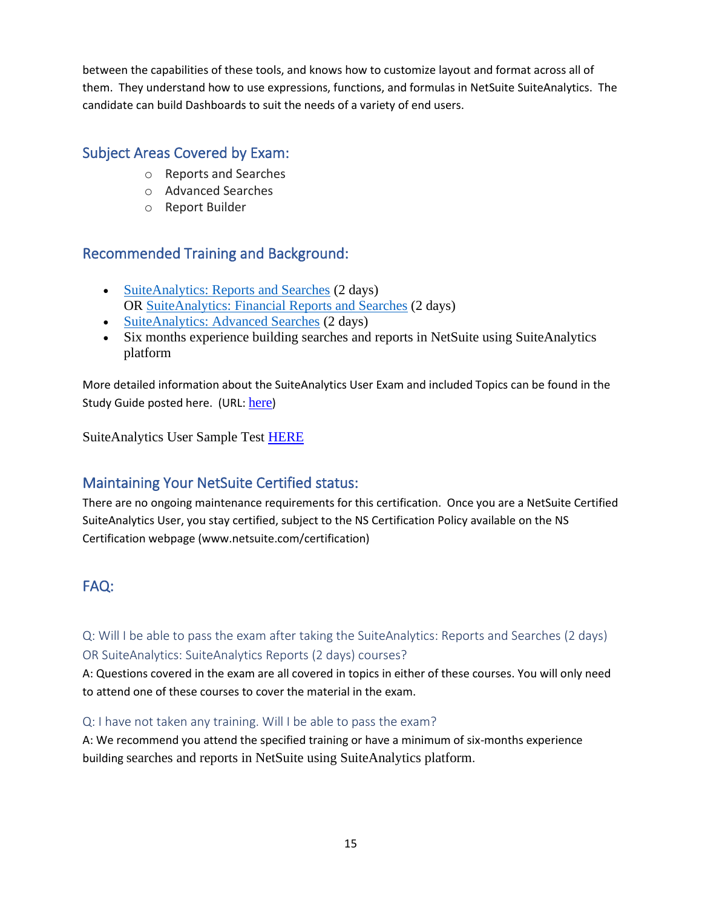between the capabilities of these tools, and knows how to customize layout and format across all of them. They understand how to use expressions, functions, and formulas in NetSuite SuiteAnalytics. The candidate can build Dashboards to suit the needs of a variety of end users.

## Subject Areas Covered by Exam:

- Reports and Searches
- Advanced Searches
- Report Builder

## Recommended Training and Background:

- SuiteAnalytics: Reports and Searches (2 days)
  OR SuiteAnalytics: Financial Reports and Searches (2 days)
- SuiteAnalytics: Advanced Searches (2 days)
- Six months experience building searches and reports in NetSuite using SuiteAnalytics platform

More detailed information about the SuiteAnalytics User Exam and included Topics can be found in the Study Guide posted here. (URL: here)

SuiteAnalytics User Sample Test HERE

## Maintaining Your NetSuite Certified status:

There are no ongoing maintenance requirements for this certification. Once you are a NetSuite Certified SuiteAnalytics User, you stay certified, subject to the NS Certification Policy available on the NS Certification webpage (www.netsuite.com/certification)

## FAQ:

### Q: Will I be able to pass the exam after taking the SuiteAnalytics: Reports and Searches (2 days) OR SuiteAnalytics: SuiteAnalytics Reports (2 days) courses?

A: Questions covered in the exam are all covered in topics in either of these courses. You will only need to attend one of these courses to cover the material in the exam.

### Q: I have not taken any training. Will I be able to pass the exam?

A: We recommend you attend the specified training or have a minimum of six-months experience building searches and reports in NetSuite using SuiteAnalytics platform.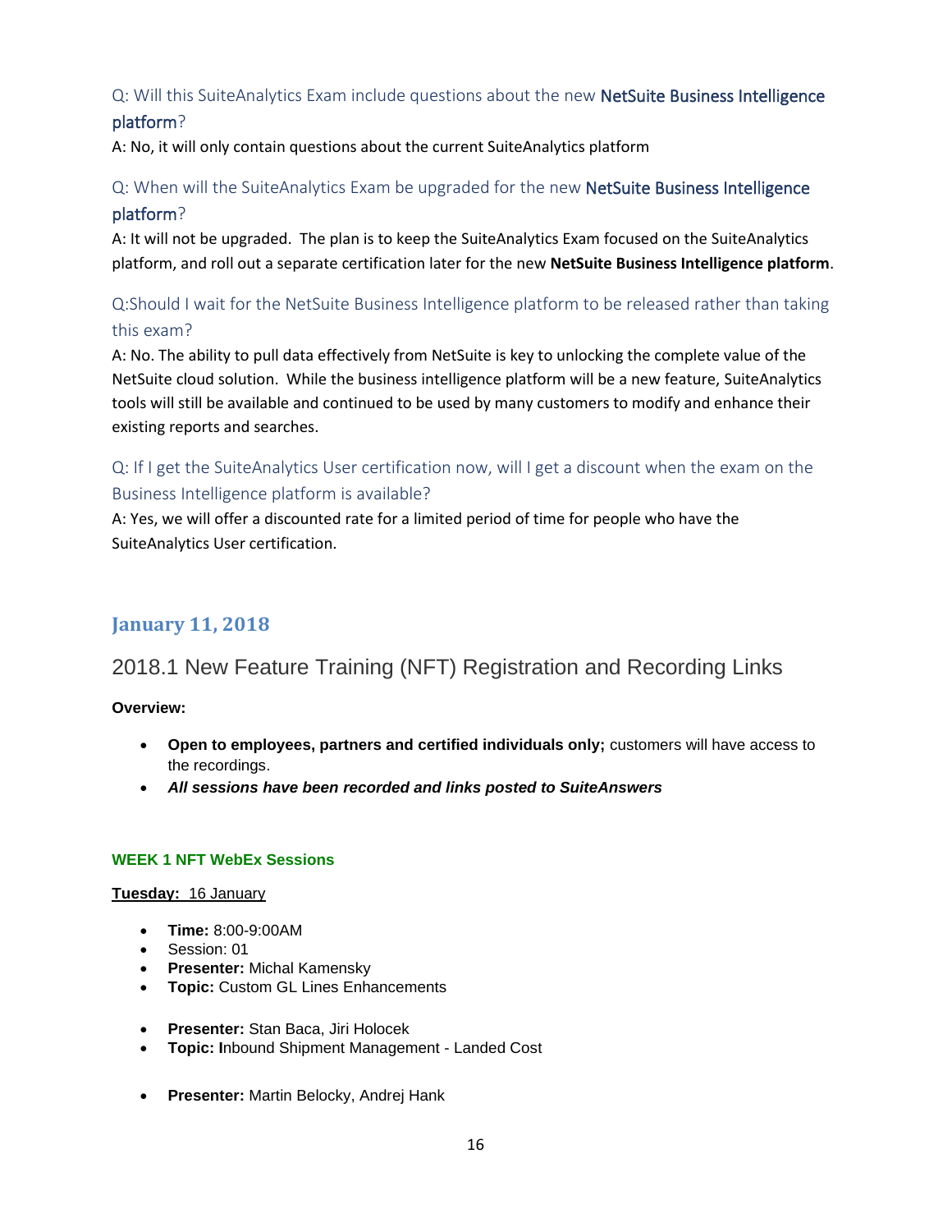### Q: Will this SuiteAnalytics Exam include questions about the new NetSuite Business Intelligence platform?

A: No, it will only contain questions about the current SuiteAnalytics platform

### Q: When will the SuiteAnalytics Exam be upgraded for the new NetSuite Business Intelligence platform?

A: It will not be upgraded. The plan is to keep the SuiteAnalytics Exam focused on the SuiteAnalytics platform, and roll out a separate certification later for the new **NetSuite Business Intelligence platform**.

### Q:Should I wait for the NetSuite Business Intelligence platform to be released rather than taking this exam?

A: No. The ability to pull data effectively from NetSuite is key to unlocking the complete value of the NetSuite cloud solution. While the business intelligence platform will be a new feature, SuiteAnalytics tools will still be available and continued to be used by many customers to modify and enhance their existing reports and searches.

### Q: If I get the SuiteAnalytics User certification now, will I get a discount when the exam on the Business Intelligence platform is available?

A: Yes, we will offer a discounted rate for a limited period of time for people who have the SuiteAnalytics User certification.

## January 11, 2018

## 2018.1 New Feature Training (NFT) Registration and Recording Links

**Overview:**

- **Open to employees, partners and certified individuals only;** customers will have access to the recordings.
- ***All sessions have been recorded and links posted to SuiteAnswers***

**WEEK 1 NFT WebEx Sessions**

**Tuesday:** 16 January

- **Time:** 8:00-9:00AM
- Session: 01
- **Presenter:** Michal Kamensky
- **Topic:** Custom GL Lines Enhancements

- **Presenter:** Stan Baca, Jiri Holocek
- **Topic:** **I**nbound Shipment Management - Landed Cost

- **Presenter:** Martin Belocky, Andrej Hank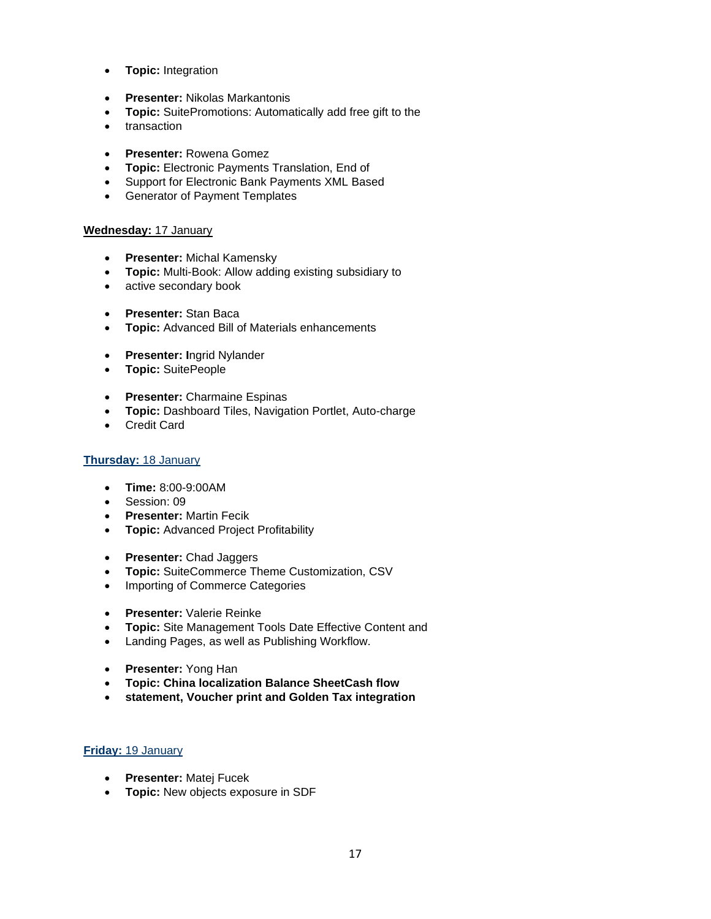- **Topic:** Integration

- **Presenter:** Nikolas Markantonis
- **Topic:** SuitePromotions: Automatically add free gift to the
- transaction

- **Presenter:** Rowena Gomez
- **Topic:** Electronic Payments Translation, End of
- Support for Electronic Bank Payments XML Based
- Generator of Payment Templates

**Wednesday:** 17 January

- **Presenter:** Michal Kamensky
- **Topic:** Multi-Book: Allow adding existing subsidiary to
- active secondary book

- **Presenter:** Stan Baca
- **Topic:** Advanced Bill of Materials enhancements

- **Presenter:** **I**ngrid Nylander
- **Topic:** SuitePeople

- **Presenter:** Charmaine Espinas
- **Topic:** Dashboard Tiles, Navigation Portlet, Auto-charge
- Credit Card

**Thursday:** 18 January

- **Time:** 8:00-9:00AM
- Session: 09
- **Presenter:** Martin Fecik
- **Topic:** Advanced Project Profitability

- **Presenter:** Chad Jaggers
- **Topic:** SuiteCommerce Theme Customization, CSV
- Importing of Commerce Categories

- **Presenter:** Valerie Reinke
- **Topic:** Site Management Tools Date Effective Content and
- Landing Pages, as well as Publishing Workflow.

- **Presenter:** Yong Han
- **Topic: China localization Balance SheetCash flow**
- **statement, Voucher print and Golden Tax integration**

**Friday:** 19 January

- **Presenter:** Matej Fucek
- **Topic:** New objects exposure in SDF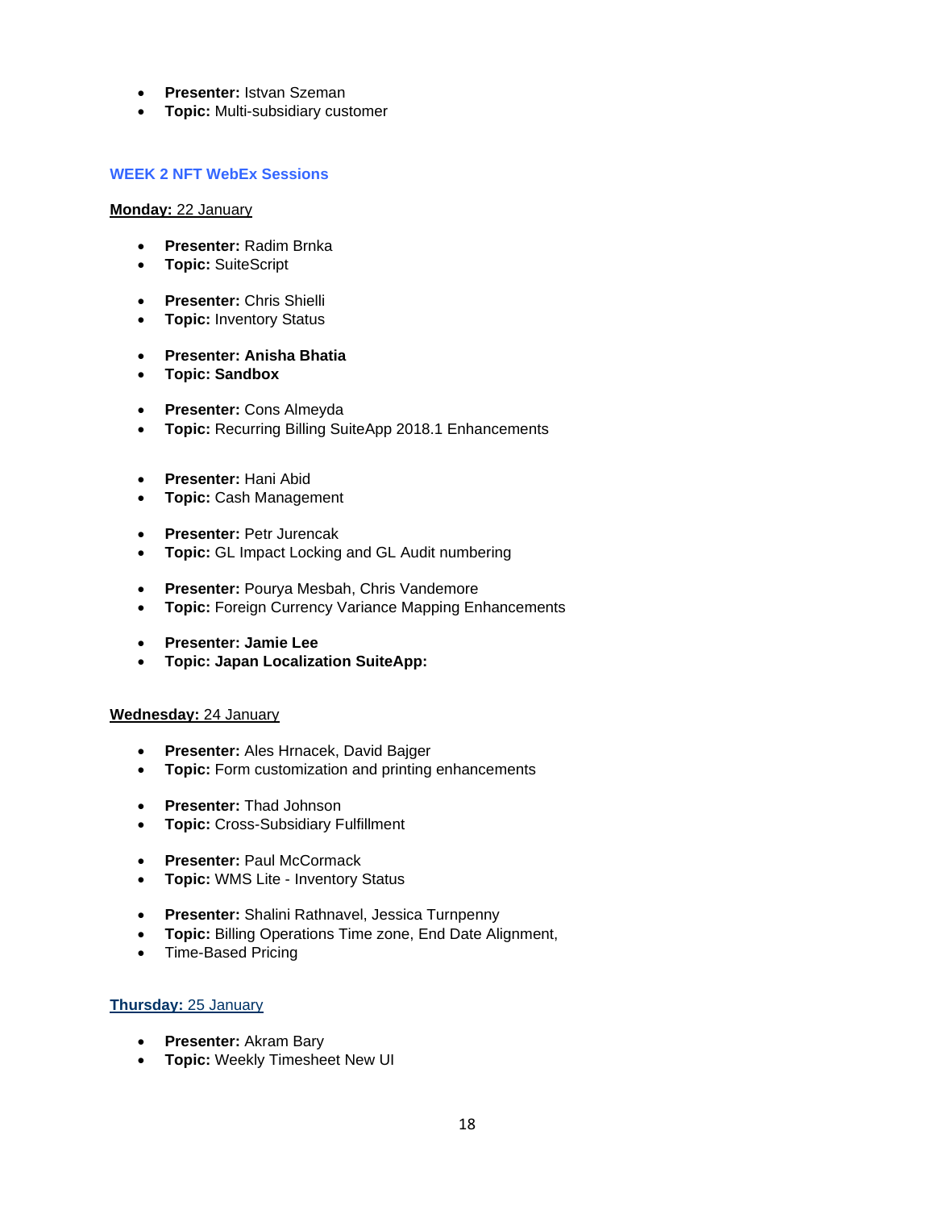- **Presenter:** Istvan Szeman
- **Topic:** Multi-subsidiary customer

### WEEK 2 NFT WebEx Sessions

**Monday:** 22 January

- **Presenter:** Radim Brnka
- **Topic:** SuiteScript

- **Presenter:** Chris Shielli
- **Topic:** Inventory Status

- **Presenter: Anisha Bhatia**
- **Topic: Sandbox**

- **Presenter:** Cons Almeyda
- **Topic:** Recurring Billing SuiteApp 2018.1 Enhancements

- **Presenter:** Hani Abid
- **Topic:** Cash Management

- **Presenter:** Petr Jurencak
- **Topic:** GL Impact Locking and GL Audit numbering

- **Presenter:** Pourya Mesbah, Chris Vandemore
- **Topic:** Foreign Currency Variance Mapping Enhancements

- **Presenter: Jamie Lee**
- **Topic: Japan Localization SuiteApp:**

**Wednesday:** 24 January

- **Presenter:** Ales Hrnacek, David Bajger
- **Topic:** Form customization and printing enhancements

- **Presenter:** Thad Johnson
- **Topic:** Cross-Subsidiary Fulfillment

- **Presenter:** Paul McCormack
- **Topic:** WMS Lite - Inventory Status

- **Presenter:** Shalini Rathnavel, Jessica Turnpenny
- **Topic:** Billing Operations Time zone, End Date Alignment,
- Time-Based Pricing

**Thursday:** 25 January

- **Presenter:** Akram Bary
- **Topic:** Weekly Timesheet New UI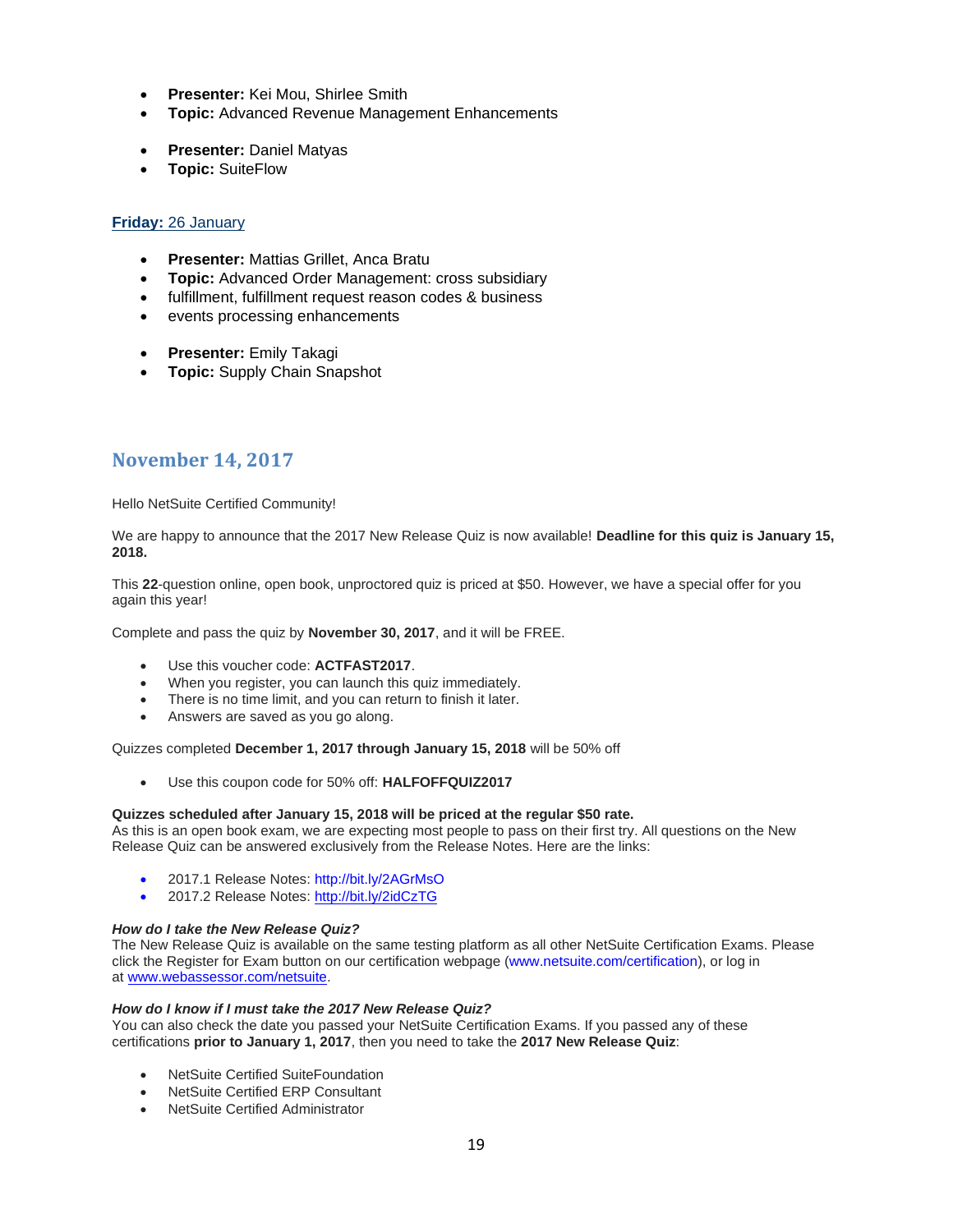- **Presenter:** Kei Mou, Shirlee Smith
- **Topic:** Advanced Revenue Management Enhancements

- **Presenter:** Daniel Matyas
- **Topic:** SuiteFlow

**Friday:** 26 January

- **Presenter:** Mattias Grillet, Anca Bratu
- **Topic:** Advanced Order Management: cross subsidiary
- fulfillment, fulfillment request reason codes & business
- events processing enhancements

- **Presenter:** Emily Takagi
- **Topic:** Supply Chain Snapshot

## November 14, 2017

Hello NetSuite Certified Community!

We are happy to announce that the 2017 New Release Quiz is now available! **Deadline for this quiz is January 15, 2018.**

This **22**-question online, open book, unproctored quiz is priced at $50. However, we have a special offer for you again this year!

Complete and pass the quiz by **November 30, 2017**, and it will be FREE.

- Use this voucher code: **ACTFAST2017**.
- When you register, you can launch this quiz immediately.
- There is no time limit, and you can return to finish it later.
- Answers are saved as you go along.

Quizzes completed **December 1, 2017 through January 15, 2018** will be 50% off

- Use this coupon code for 50% off: **HALFOFFQUIZ2017**

**Quizzes scheduled after January 15, 2018 will be priced at the regular $50 rate.**
As this is an open book exam, we are expecting most people to pass on their first try. All questions on the New Release Quiz can be answered exclusively from the Release Notes. Here are the links:

- 2017.1 Release Notes: http://bit.ly/2AGrMsO
- 2017.2 Release Notes: http://bit.ly/2idCzTG

***How do I take the New Release Quiz?***
The New Release Quiz is available on the same testing platform as all other NetSuite Certification Exams. Please click the Register for Exam button on our certification webpage (www.netsuite.com/certification), or log in at www.webassessor.com/netsuite.

***How do I know if I must take the 2017 New Release Quiz?***
You can also check the date you passed your NetSuite Certification Exams. If you passed any of these certifications **prior to January 1, 2017**, then you need to take the **2017 New Release Quiz**:

- NetSuite Certified SuiteFoundation
- NetSuite Certified ERP Consultant
- NetSuite Certified Administrator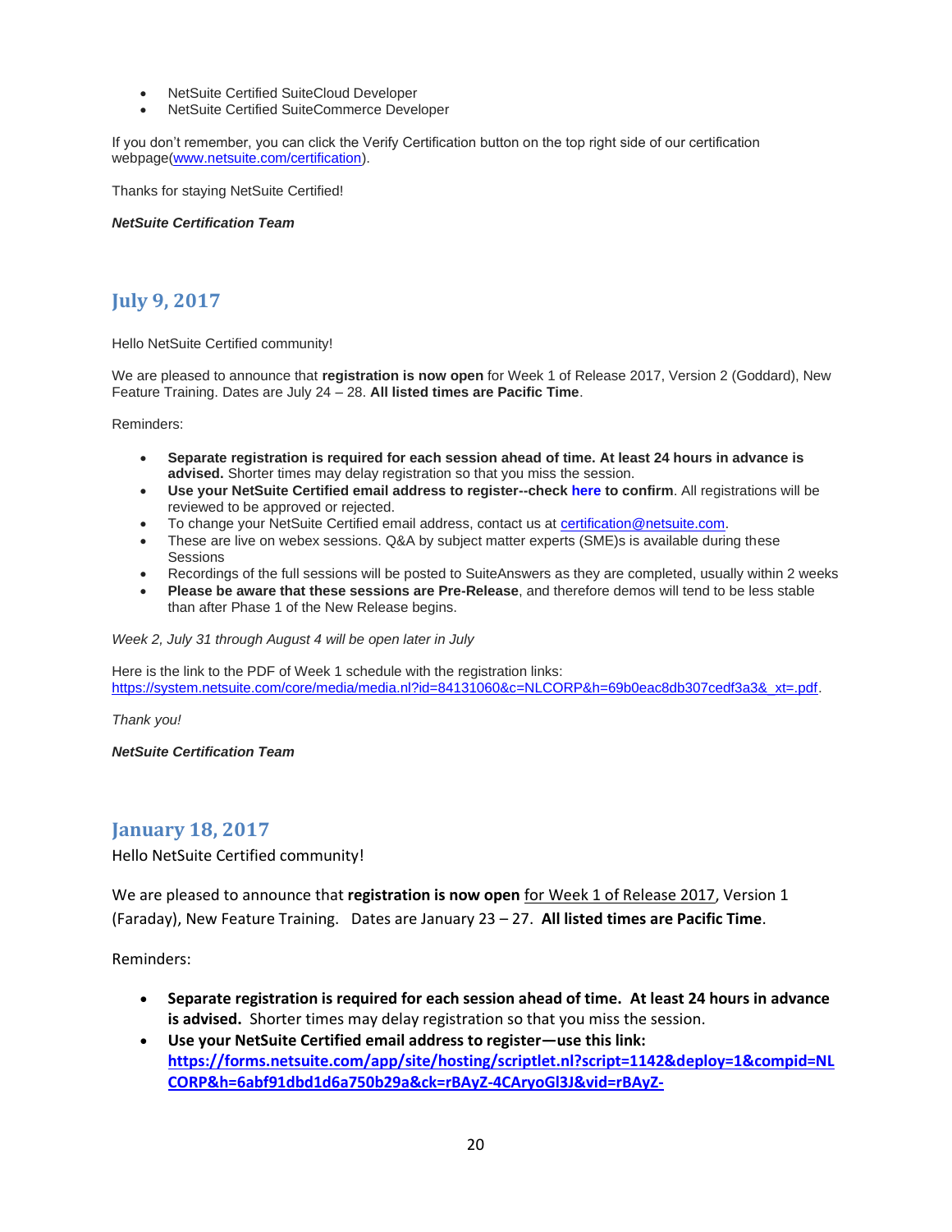- NetSuite Certified SuiteCloud Developer
- NetSuite Certified SuiteCommerce Developer

If you don't remember, you can click the Verify Certification button on the top right side of our certification webpage(www.netsuite.com/certification).

Thanks for staying NetSuite Certified!

***NetSuite Certification Team***

## July 9, 2017

Hello NetSuite Certified community!

We are pleased to announce that **registration is now open** for Week 1 of Release 2017, Version 2 (Goddard), New Feature Training. Dates are July 24 – 28. **All listed times are Pacific Time**.

Reminders:

- **Separate registration is required for each session ahead of time. At least 24 hours in advance is advised.** Shorter times may delay registration so that you miss the session.
- **Use your NetSuite Certified email address to register--check here to confirm**. All registrations will be reviewed to be approved or rejected.
- To change your NetSuite Certified email address, contact us at certification@netsuite.com.
- These are live on webex sessions. Q&A by subject matter experts (SME)s is available during these Sessions
- Recordings of the full sessions will be posted to SuiteAnswers as they are completed, usually within 2 weeks
- **Please be aware that these sessions are Pre-Release**, and therefore demos will tend to be less stable than after Phase 1 of the New Release begins.

*Week 2, July 31 through August 4 will be open later in July*

Here is the link to the PDF of Week 1 schedule with the registration links:
https://system.netsuite.com/core/media/media.nl?id=84131060&c=NLCORP&h=69b0eac8db307cedf3a3&_xt=.pdf.

*Thank you!*

***NetSuite Certification Team***

## January 18, 2017

Hello NetSuite Certified community!

We are pleased to announce that **registration is now open** for Week 1 of Release 2017, Version 1 (Faraday), New Feature Training. Dates are January 23 – 27. **All listed times are Pacific Time**.

Reminders:

- **Separate registration is required for each session ahead of time. At least 24 hours in advance is advised.** Shorter times may delay registration so that you miss the session.
- **Use your NetSuite Certified email address to register—use this link: https://forms.netsuite.com/app/site/hosting/scriptlet.nl?script=1142&deploy=1&compid=NLCORP&h=6abf91dbd1d6a750b29a&ck=rBAyZ-4CAryoGl3J&vid=rBAyZ-**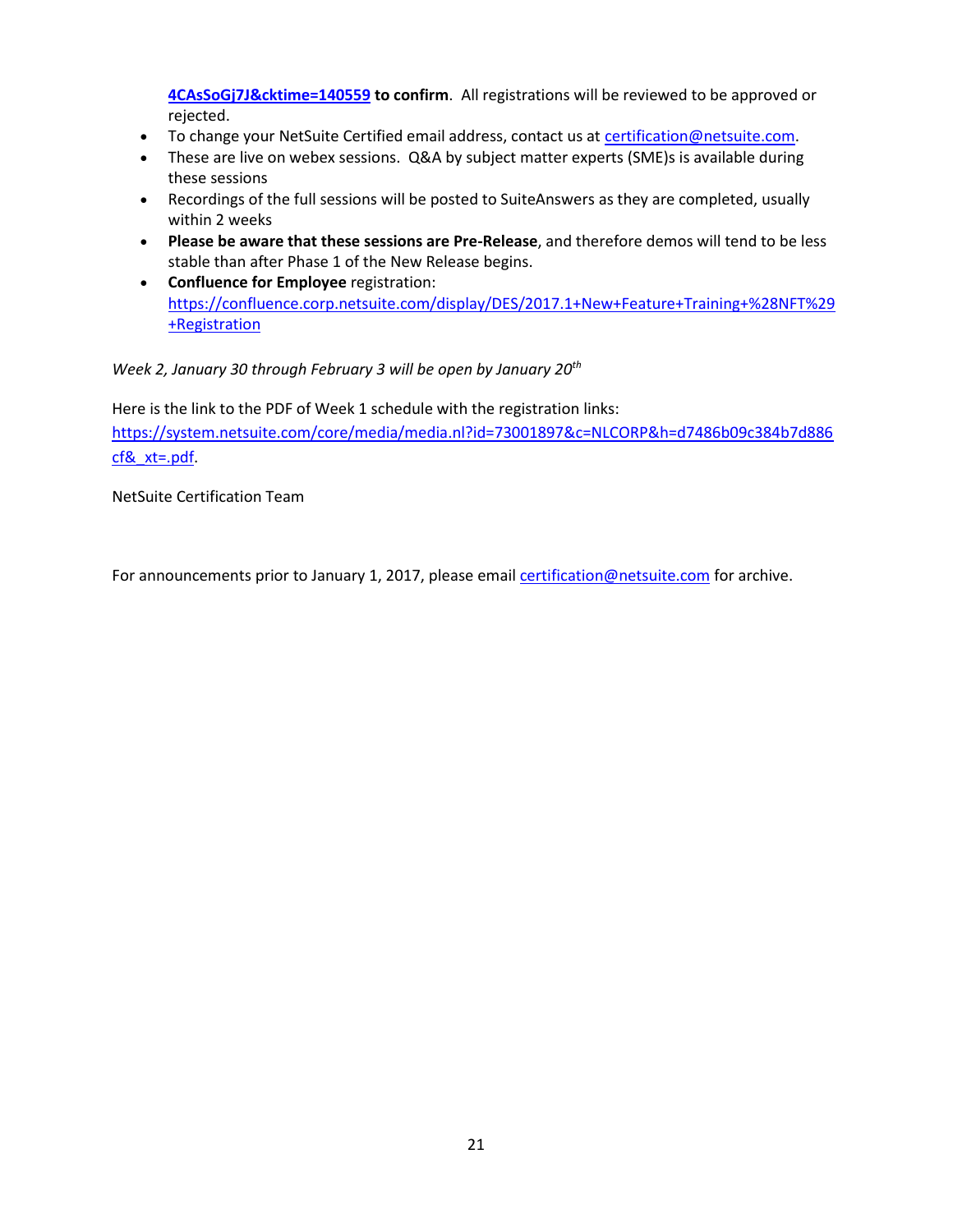**4CAsSoGj7J&cktime=140559 to confirm**. All registrations will be reviewed to be approved or rejected.

- To change your NetSuite Certified email address, contact us at certification@netsuite.com.
- These are live on webex sessions. Q&A by subject matter experts (SME)s is available during these sessions
- Recordings of the full sessions will be posted to SuiteAnswers as they are completed, usually within 2 weeks
- **Please be aware that these sessions are Pre-Release**, and therefore demos will tend to be less stable than after Phase 1 of the New Release begins.
- **Confluence for Employee** registration: https://confluence.corp.netsuite.com/display/DES/2017.1+New+Feature+Training+%28NFT%29+Registration

*Week 2, January 30 through February 3 will be open by January 20th*

Here is the link to the PDF of Week 1 schedule with the registration links: https://system.netsuite.com/core/media/media.nl?id=73001897&c=NLCORP&h=d7486b09c384b7d886cf&_xt=.pdf.

NetSuite Certification Team

For announcements prior to January 1, 2017, please email certification@netsuite.com for archive.